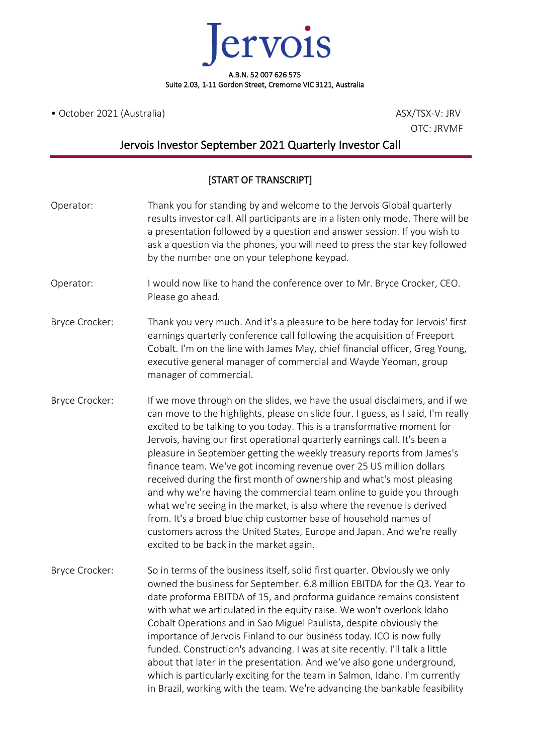# Jervois

A.B.N. 52 007 626 575
Suite 2.03, 1-11 Gordon Street, Cremorne VIC 3121, Australia

• October 2021 (Australia)

ASX/TSX-V: JRV
OTC: JRVMF

## Jervois Investor September 2021 Quarterly Investor Call

[START OF TRANSCRIPT]

| | |
|---|---|
| Operator: | Thank you for standing by and welcome to the Jervois Global quarterly results investor call. All participants are in a listen only mode. There will be a presentation followed by a question and answer session. If you wish to ask a question via the phones, you will need to press the star key followed by the number one on your telephone keypad. |
| Operator: | I would now like to hand the conference over to Mr. Bryce Crocker, CEO. Please go ahead. |
| Bryce Crocker: | Thank you very much. And it's a pleasure to be here today for Jervois' first earnings quarterly conference call following the acquisition of Freeport Cobalt. I'm on the line with James May, chief financial officer, Greg Young, executive general manager of commercial and Wayde Yeoman, group manager of commercial. |
| Bryce Crocker: | If we move through on the slides, we have the usual disclaimers, and if we can move to the highlights, please on slide four. I guess, as I said, I'm really excited to be talking to you today. This is a transformative moment for Jervois, having our first operational quarterly earnings call. It's been a pleasure in September getting the weekly treasury reports from James's finance team. We've got incoming revenue over 25 US million dollars received during the first month of ownership and what's most pleasing and why we're having the commercial team online to guide you through what we're seeing in the market, is also where the revenue is derived from. It's a broad blue chip customer base of household names of customers across the United States, Europe and Japan. And we're really excited to be back in the market again. |
| Bryce Crocker: | So in terms of the business itself, solid first quarter. Obviously we only owned the business for September. 6.8 million EBITDA for the Q3. Year to date proforma EBITDA of 15, and proforma guidance remains consistent with what we articulated in the equity raise. We won't overlook Idaho Cobalt Operations and in Sao Miguel Paulista, despite obviously the importance of Jervois Finland to our business today. ICO is now fully funded. Construction's advancing. I was at site recently. I'll talk a little about that later in the presentation. And we've also gone underground, which is particularly exciting for the team in Salmon, Idaho. I'm currently in Brazil, working with the team. We're advancing the bankable feasibility |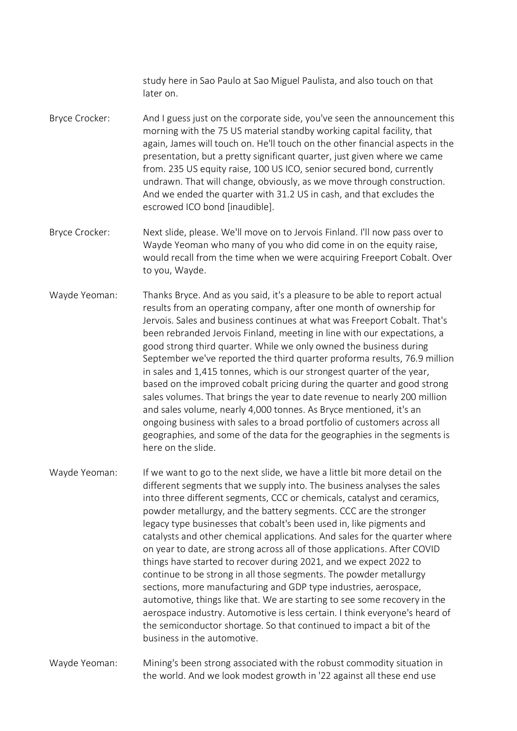study here in Sao Paulo at Sao Miguel Paulista, and also touch on that later on.

Bryce Crocker: And I guess just on the corporate side, you've seen the announcement this morning with the 75 US material standby working capital facility, that again, James will touch on. He'll touch on the other financial aspects in the presentation, but a pretty significant quarter, just given where we came from. 235 US equity raise, 100 US ICO, senior secured bond, currently undrawn. That will change, obviously, as we move through construction. And we ended the quarter with 31.2 US in cash, and that excludes the escrowed ICO bond [inaudible].

Bryce Crocker: Next slide, please. We'll move on to Jervois Finland. I'll now pass over to Wayde Yeoman who many of you who did come in on the equity raise, would recall from the time when we were acquiring Freeport Cobalt. Over to you, Wayde.

Wayde Yeoman: Thanks Bryce. And as you said, it's a pleasure to be able to report actual results from an operating company, after one month of ownership for Jervois. Sales and business continues at what was Freeport Cobalt. That's been rebranded Jervois Finland, meeting in line with our expectations, a good strong third quarter. While we only owned the business during September we've reported the third quarter proforma results, 76.9 million in sales and 1,415 tonnes, which is our strongest quarter of the year, based on the improved cobalt pricing during the quarter and good strong sales volumes. That brings the year to date revenue to nearly 200 million and sales volume, nearly 4,000 tonnes. As Bryce mentioned, it's an ongoing business with sales to a broad portfolio of customers across all geographies, and some of the data for the geographies in the segments is here on the slide.

Wayde Yeoman: If we want to go to the next slide, we have a little bit more detail on the different segments that we supply into. The business analyses the sales into three different segments, CCC or chemicals, catalyst and ceramics, powder metallurgy, and the battery segments. CCC are the stronger legacy type businesses that cobalt's been used in, like pigments and catalysts and other chemical applications. And sales for the quarter where on year to date, are strong across all of those applications. After COVID things have started to recover during 2021, and we expect 2022 to continue to be strong in all those segments. The powder metallurgy sections, more manufacturing and GDP type industries, aerospace, automotive, things like that. We are starting to see some recovery in the aerospace industry. Automotive is less certain. I think everyone's heard of the semiconductor shortage. So that continued to impact a bit of the business in the automotive.

Wayde Yeoman: Mining's been strong associated with the robust commodity situation in the world. And we look modest growth in '22 against all these end use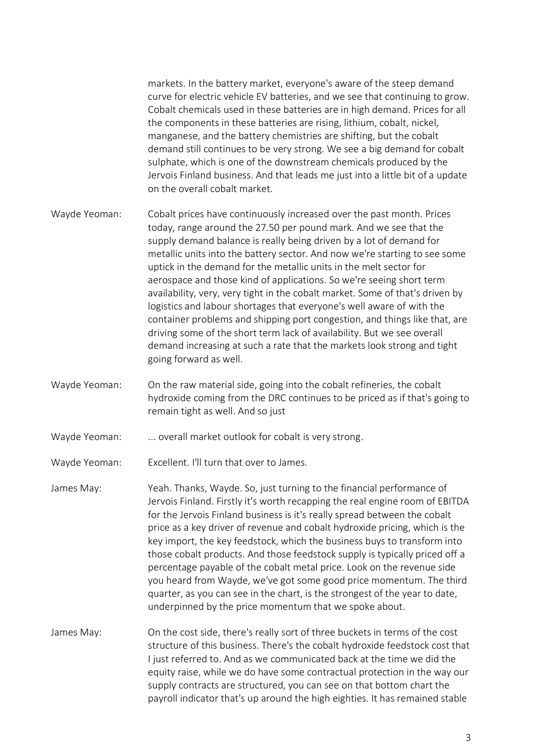markets. In the battery market, everyone's aware of the steep demand curve for electric vehicle EV batteries, and we see that continuing to grow. Cobalt chemicals used in these batteries are in high demand. Prices for all the components in these batteries are rising, lithium, cobalt, nickel, manganese, and the battery chemistries are shifting, but the cobalt demand still continues to be very strong. We see a big demand for cobalt sulphate, which is one of the downstream chemicals produced by the Jervois Finland business. And that leads me just into a little bit of a update on the overall cobalt market.

Wayde Yeoman: Cobalt prices have continuously increased over the past month. Prices today, range around the 27.50 per pound mark. And we see that the supply demand balance is really being driven by a lot of demand for metallic units into the battery sector. And now we're starting to see some uptick in the demand for the metallic units in the melt sector for aerospace and those kind of applications. So we're seeing short term availability, very, very tight in the cobalt market. Some of that's driven by logistics and labour shortages that everyone's well aware of with the container problems and shipping port congestion, and things like that, are driving some of the short term lack of availability. But we see overall demand increasing at such a rate that the markets look strong and tight going forward as well.

Wayde Yeoman: On the raw material side, going into the cobalt refineries, the cobalt hydroxide coming from the DRC continues to be priced as if that's going to remain tight as well. And so just

Wayde Yeoman: ... overall market outlook for cobalt is very strong.

Wayde Yeoman: Excellent. I'll turn that over to James.

James May: Yeah. Thanks, Wayde. So, just turning to the financial performance of Jervois Finland. Firstly it's worth recapping the real engine room of EBITDA for the Jervois Finland business is it's really spread between the cobalt price as a key driver of revenue and cobalt hydroxide pricing, which is the key import, the key feedstock, which the business buys to transform into those cobalt products. And those feedstock supply is typically priced off a percentage payable of the cobalt metal price. Look on the revenue side you heard from Wayde, we've got some good price momentum. The third quarter, as you can see in the chart, is the strongest of the year to date, underpinned by the price momentum that we spoke about.

James May: On the cost side, there's really sort of three buckets in terms of the cost structure of this business. There's the cobalt hydroxide feedstock cost that I just referred to. And as we communicated back at the time we did the equity raise, while we do have some contractual protection in the way our supply contracts are structured, you can see on that bottom chart the payroll indicator that's up around the high eighties. It has remained stable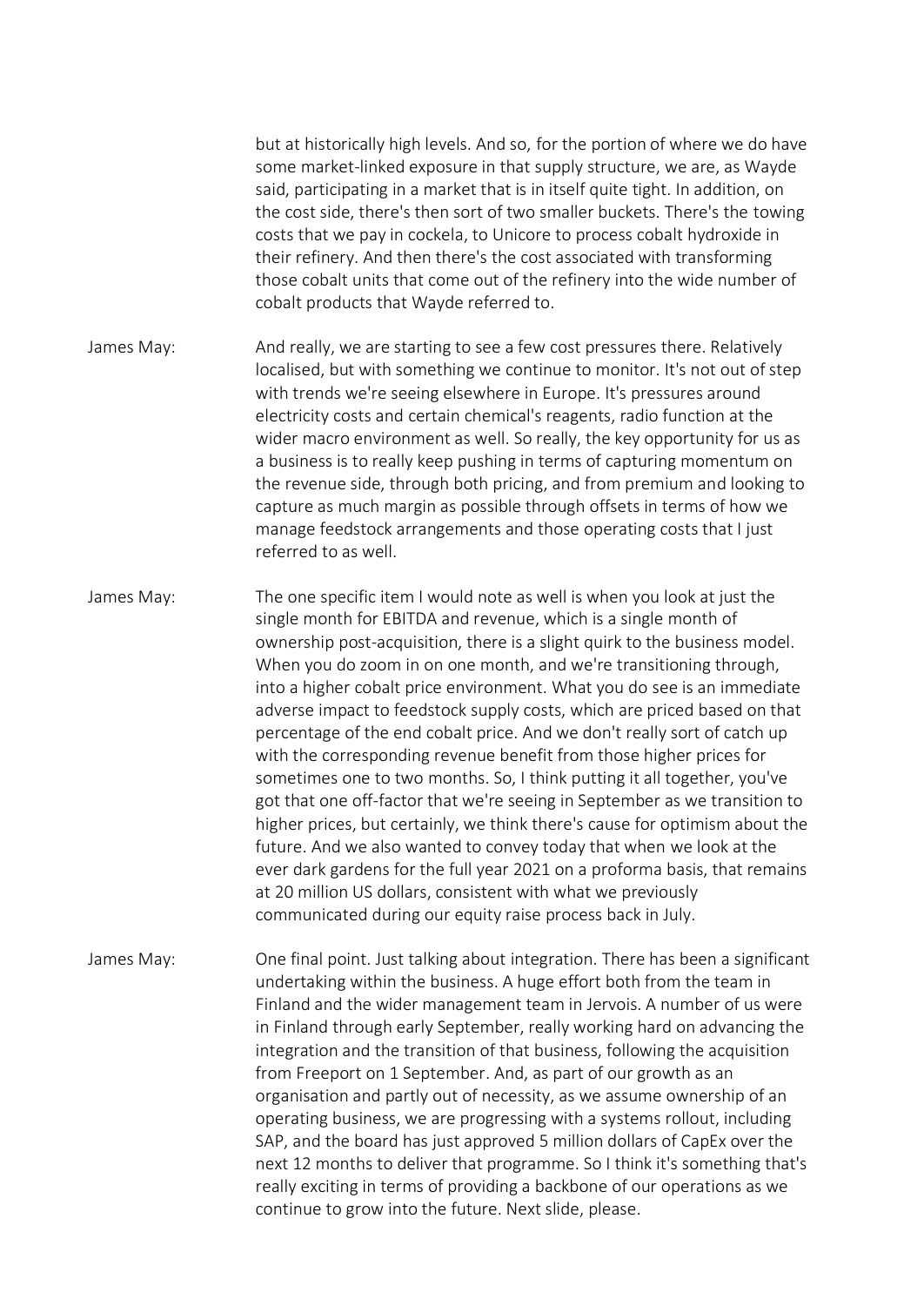but at historically high levels. And so, for the portion of where we do have some market-linked exposure in that supply structure, we are, as Wayde said, participating in a market that is in itself quite tight. In addition, on the cost side, there's then sort of two smaller buckets. There's the towing costs that we pay in cockela, to Unicore to process cobalt hydroxide in their refinery. And then there's the cost associated with transforming those cobalt units that come out of the refinery into the wide number of cobalt products that Wayde referred to.

James May: And really, we are starting to see a few cost pressures there. Relatively localised, but with something we continue to monitor. It's not out of step with trends we're seeing elsewhere in Europe. It's pressures around electricity costs and certain chemical's reagents, radio function at the wider macro environment as well. So really, the key opportunity for us as a business is to really keep pushing in terms of capturing momentum on the revenue side, through both pricing, and from premium and looking to capture as much margin as possible through offsets in terms of how we manage feedstock arrangements and those operating costs that I just referred to as well.

James May: The one specific item I would note as well is when you look at just the single month for EBITDA and revenue, which is a single month of ownership post-acquisition, there is a slight quirk to the business model. When you do zoom in on one month, and we're transitioning through, into a higher cobalt price environment. What you do see is an immediate adverse impact to feedstock supply costs, which are priced based on that percentage of the end cobalt price. And we don't really sort of catch up with the corresponding revenue benefit from those higher prices for sometimes one to two months. So, I think putting it all together, you've got that one off-factor that we're seeing in September as we transition to higher prices, but certainly, we think there's cause for optimism about the future. And we also wanted to convey today that when we look at the ever dark gardens for the full year 2021 on a proforma basis, that remains at 20 million US dollars, consistent with what we previously communicated during our equity raise process back in July.

James May: One final point. Just talking about integration. There has been a significant undertaking within the business. A huge effort both from the team in Finland and the wider management team in Jervois. A number of us were in Finland through early September, really working hard on advancing the integration and the transition of that business, following the acquisition from Freeport on 1 September. And, as part of our growth as an organisation and partly out of necessity, as we assume ownership of an operating business, we are progressing with a systems rollout, including SAP, and the board has just approved 5 million dollars of CapEx over the next 12 months to deliver that programme. So I think it's something that's really exciting in terms of providing a backbone of our operations as we continue to grow into the future. Next slide, please.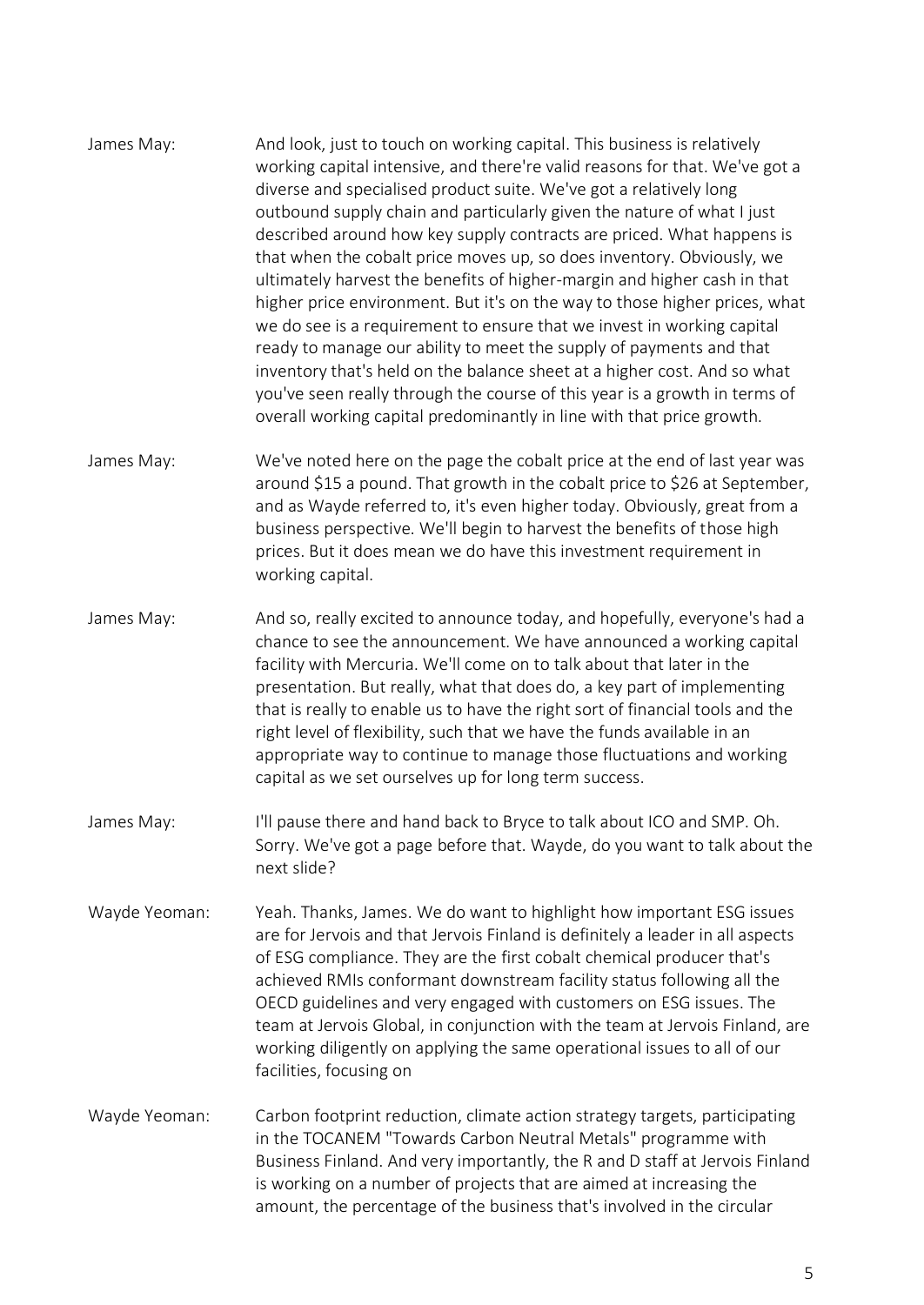James May: And look, just to touch on working capital. This business is relatively working capital intensive, and there're valid reasons for that. We've got a diverse and specialised product suite. We've got a relatively long outbound supply chain and particularly given the nature of what I just described around how key supply contracts are priced. What happens is that when the cobalt price moves up, so does inventory. Obviously, we ultimately harvest the benefits of higher-margin and higher cash in that higher price environment. But it's on the way to those higher prices, what we do see is a requirement to ensure that we invest in working capital ready to manage our ability to meet the supply of payments and that inventory that's held on the balance sheet at a higher cost. And so what you've seen really through the course of this year is a growth in terms of overall working capital predominantly in line with that price growth.

James May: We've noted here on the page the cobalt price at the end of last year was around $15 a pound. That growth in the cobalt price to $26 at September, and as Wayde referred to, it's even higher today. Obviously, great from a business perspective. We'll begin to harvest the benefits of those high prices. But it does mean we do have this investment requirement in working capital.

James May: And so, really excited to announce today, and hopefully, everyone's had a chance to see the announcement. We have announced a working capital facility with Mercuria. We'll come on to talk about that later in the presentation. But really, what that does do, a key part of implementing that is really to enable us to have the right sort of financial tools and the right level of flexibility, such that we have the funds available in an appropriate way to continue to manage those fluctuations and working capital as we set ourselves up for long term success.

James May: I'll pause there and hand back to Bryce to talk about ICO and SMP. Oh. Sorry. We've got a page before that. Wayde, do you want to talk about the next slide?

Wayde Yeoman: Yeah. Thanks, James. We do want to highlight how important ESG issues are for Jervois and that Jervois Finland is definitely a leader in all aspects of ESG compliance. They are the first cobalt chemical producer that's achieved RMIs conformant downstream facility status following all the OECD guidelines and very engaged with customers on ESG issues. The team at Jervois Global, in conjunction with the team at Jervois Finland, are working diligently on applying the same operational issues to all of our facilities, focusing on

Wayde Yeoman: Carbon footprint reduction, climate action strategy targets, participating in the TOCANEM "Towards Carbon Neutral Metals" programme with Business Finland. And very importantly, the R and D staff at Jervois Finland is working on a number of projects that are aimed at increasing the amount, the percentage of the business that's involved in the circular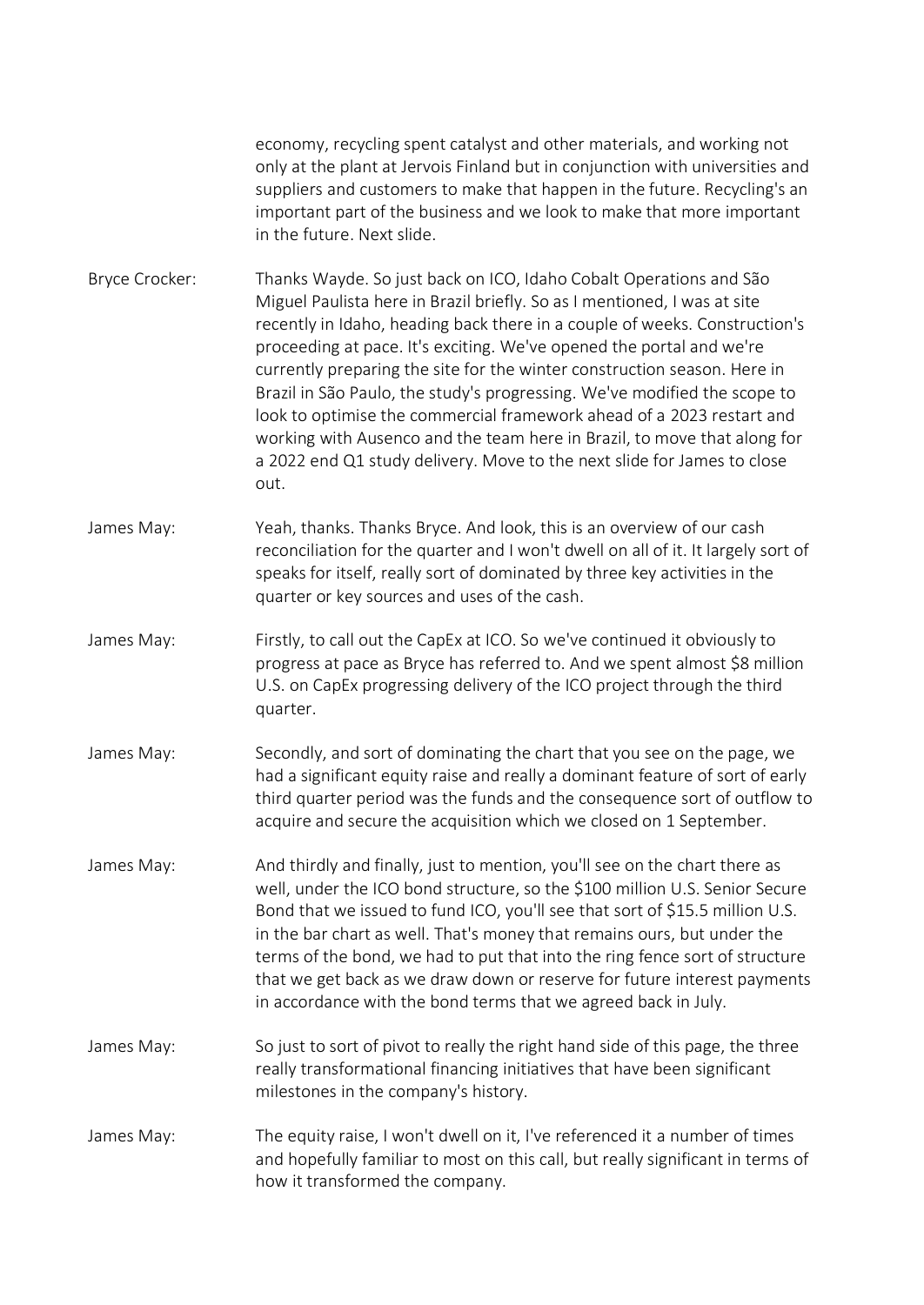economy, recycling spent catalyst and other materials, and working not only at the plant at Jervois Finland but in conjunction with universities and suppliers and customers to make that happen in the future. Recycling's an important part of the business and we look to make that more important in the future. Next slide.

Bryce Crocker: Thanks Wayde. So just back on ICO, Idaho Cobalt Operations and São Miguel Paulista here in Brazil briefly. So as I mentioned, I was at site recently in Idaho, heading back there in a couple of weeks. Construction's proceeding at pace. It's exciting. We've opened the portal and we're currently preparing the site for the winter construction season. Here in Brazil in São Paulo, the study's progressing. We've modified the scope to look to optimise the commercial framework ahead of a 2023 restart and working with Ausenco and the team here in Brazil, to move that along for a 2022 end Q1 study delivery. Move to the next slide for James to close out.

James May: Yeah, thanks. Thanks Bryce. And look, this is an overview of our cash reconciliation for the quarter and I won't dwell on all of it. It largely sort of speaks for itself, really sort of dominated by three key activities in the quarter or key sources and uses of the cash.

James May: Firstly, to call out the CapEx at ICO. So we've continued it obviously to progress at pace as Bryce has referred to. And we spent almost $8 million U.S. on CapEx progressing delivery of the ICO project through the third quarter.

James May: Secondly, and sort of dominating the chart that you see on the page, we had a significant equity raise and really a dominant feature of sort of early third quarter period was the funds and the consequence sort of outflow to acquire and secure the acquisition which we closed on 1 September.

James May: And thirdly and finally, just to mention, you'll see on the chart there as well, under the ICO bond structure, so the $100 million U.S. Senior Secure Bond that we issued to fund ICO, you'll see that sort of $15.5 million U.S. in the bar chart as well. That's money that remains ours, but under the terms of the bond, we had to put that into the ring fence sort of structure that we get back as we draw down or reserve for future interest payments in accordance with the bond terms that we agreed back in July.

James May: So just to sort of pivot to really the right hand side of this page, the three really transformational financing initiatives that have been significant milestones in the company's history.

James May: The equity raise, I won't dwell on it, I've referenced it a number of times and hopefully familiar to most on this call, but really significant in terms of how it transformed the company.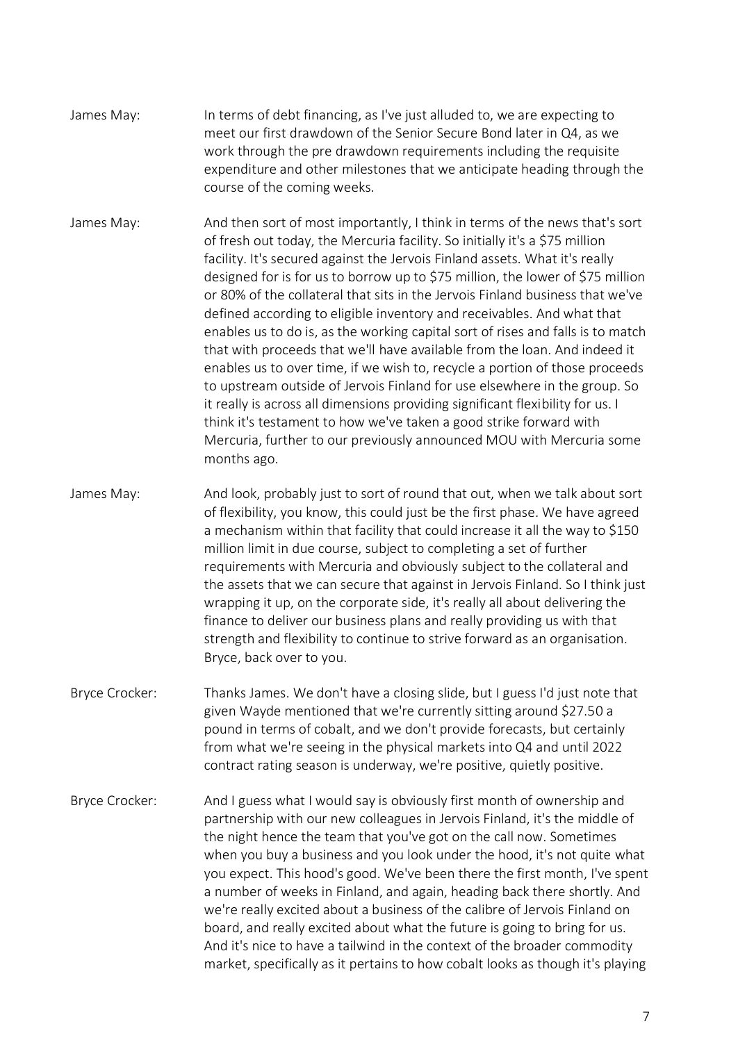James May: In terms of debt financing, as I've just alluded to, we are expecting to meet our first drawdown of the Senior Secure Bond later in Q4, as we work through the pre drawdown requirements including the requisite expenditure and other milestones that we anticipate heading through the course of the coming weeks.

James May: And then sort of most importantly, I think in terms of the news that's sort of fresh out today, the Mercuria facility. So initially it's a $75 million facility. It's secured against the Jervois Finland assets. What it's really designed for is for us to borrow up to $75 million, the lower of $75 million or 80% of the collateral that sits in the Jervois Finland business that we've defined according to eligible inventory and receivables. And what that enables us to do is, as the working capital sort of rises and falls is to match that with proceeds that we'll have available from the loan. And indeed it enables us to over time, if we wish to, recycle a portion of those proceeds to upstream outside of Jervois Finland for use elsewhere in the group. So it really is across all dimensions providing significant flexibility for us. I think it's testament to how we've taken a good strike forward with Mercuria, further to our previously announced MOU with Mercuria some months ago.

James May: And look, probably just to sort of round that out, when we talk about sort of flexibility, you know, this could just be the first phase. We have agreed a mechanism within that facility that could increase it all the way to $150 million limit in due course, subject to completing a set of further requirements with Mercuria and obviously subject to the collateral and the assets that we can secure that against in Jervois Finland. So I think just wrapping it up, on the corporate side, it's really all about delivering the finance to deliver our business plans and really providing us with that strength and flexibility to continue to strive forward as an organisation. Bryce, back over to you.

Bryce Crocker: Thanks James. We don't have a closing slide, but I guess I'd just note that given Wayde mentioned that we're currently sitting around $27.50 a pound in terms of cobalt, and we don't provide forecasts, but certainly from what we're seeing in the physical markets into Q4 and until 2022 contract rating season is underway, we're positive, quietly positive.

Bryce Crocker: And I guess what I would say is obviously first month of ownership and partnership with our new colleagues in Jervois Finland, it's the middle of the night hence the team that you've got on the call now. Sometimes when you buy a business and you look under the hood, it's not quite what you expect. This hood's good. We've been there the first month, I've spent a number of weeks in Finland, and again, heading back there shortly. And we're really excited about a business of the calibre of Jervois Finland on board, and really excited about what the future is going to bring for us. And it's nice to have a tailwind in the context of the broader commodity market, specifically as it pertains to how cobalt looks as though it's playing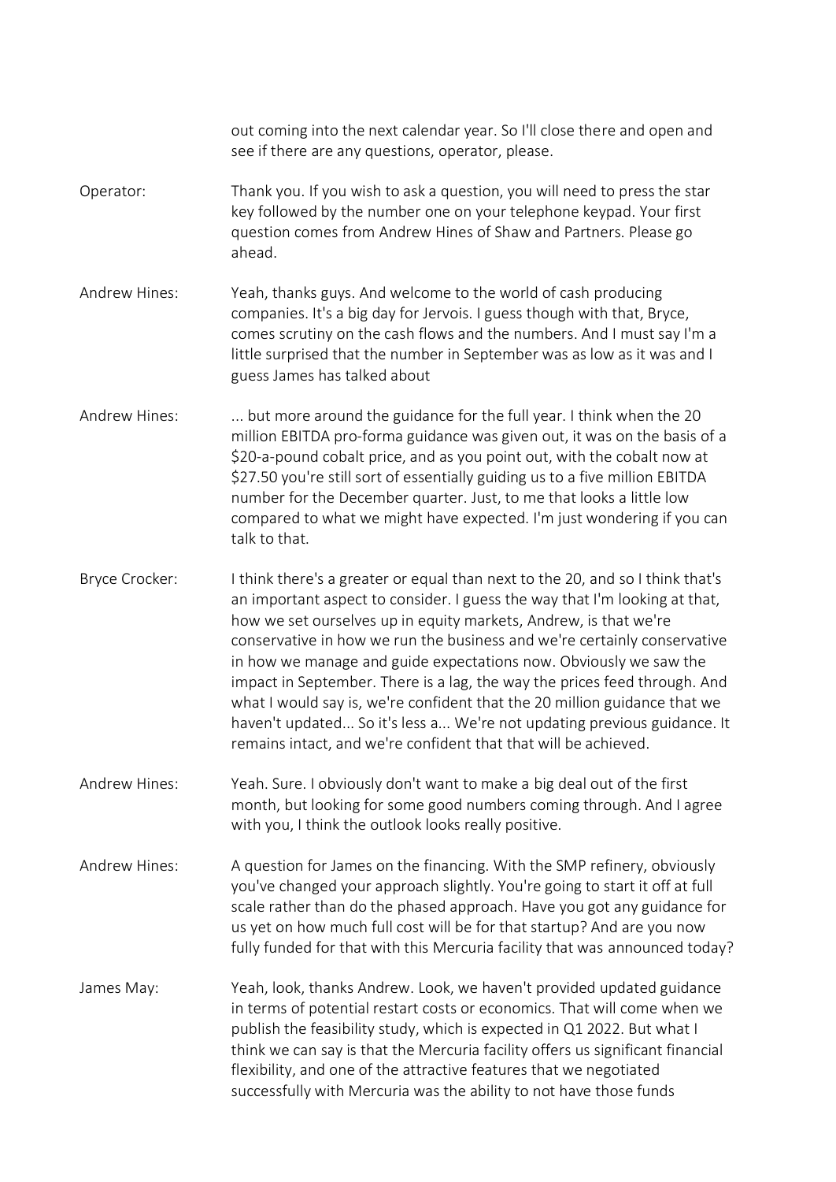out coming into the next calendar year. So I'll close there and open and see if there are any questions, operator, please.

Operator: Thank you. If you wish to ask a question, you will need to press the star key followed by the number one on your telephone keypad. Your first question comes from Andrew Hines of Shaw and Partners. Please go ahead.

Andrew Hines: Yeah, thanks guys. And welcome to the world of cash producing companies. It's a big day for Jervois. I guess though with that, Bryce, comes scrutiny on the cash flows and the numbers. And I must say I'm a little surprised that the number in September was as low as it was and I guess James has talked about

Andrew Hines: ... but more around the guidance for the full year. I think when the 20 million EBITDA pro-forma guidance was given out, it was on the basis of a $20-a-pound cobalt price, and as you point out, with the cobalt now at $27.50 you're still sort of essentially guiding us to a five million EBITDA number for the December quarter. Just, to me that looks a little low compared to what we might have expected. I'm just wondering if you can talk to that.

Bryce Crocker: I think there's a greater or equal than next to the 20, and so I think that's an important aspect to consider. I guess the way that I'm looking at that, how we set ourselves up in equity markets, Andrew, is that we're conservative in how we run the business and we're certainly conservative in how we manage and guide expectations now. Obviously we saw the impact in September. There is a lag, the way the prices feed through. And what I would say is, we're confident that the 20 million guidance that we haven't updated... So it's less a... We're not updating previous guidance. It remains intact, and we're confident that that will be achieved.

Andrew Hines: Yeah. Sure. I obviously don't want to make a big deal out of the first month, but looking for some good numbers coming through. And I agree with you, I think the outlook looks really positive.

Andrew Hines: A question for James on the financing. With the SMP refinery, obviously you've changed your approach slightly. You're going to start it off at full scale rather than do the phased approach. Have you got any guidance for us yet on how much full cost will be for that startup? And are you now fully funded for that with this Mercuria facility that was announced today?

James May: Yeah, look, thanks Andrew. Look, we haven't provided updated guidance in terms of potential restart costs or economics. That will come when we publish the feasibility study, which is expected in Q1 2022. But what I think we can say is that the Mercuria facility offers us significant financial flexibility, and one of the attractive features that we negotiated successfully with Mercuria was the ability to not have those funds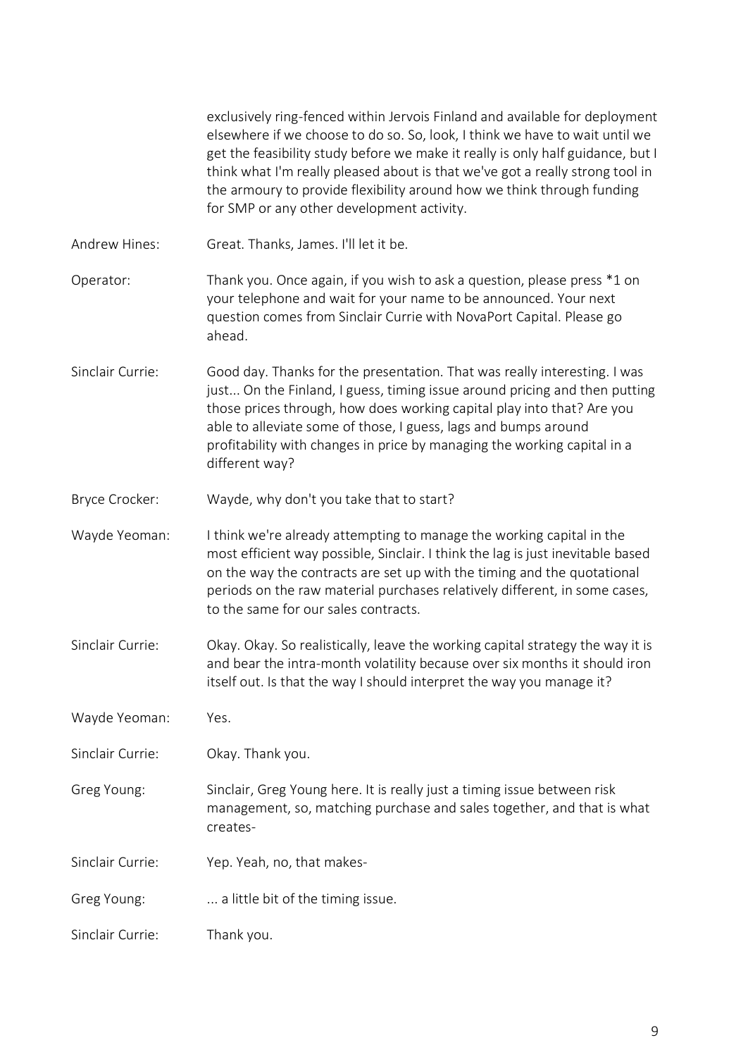exclusively ring-fenced within Jervois Finland and available for deployment elsewhere if we choose to do so. So, look, I think we have to wait until we get the feasibility study before we make it really is only half guidance, but I think what I'm really pleased about is that we've got a really strong tool in the armoury to provide flexibility around how we think through funding for SMP or any other development activity.

Andrew Hines: Great. Thanks, James. I'll let it be.

Operator: Thank you. Once again, if you wish to ask a question, please press *1 on your telephone and wait for your name to be announced. Your next question comes from Sinclair Currie with NovaPort Capital. Please go ahead.

Sinclair Currie: Good day. Thanks for the presentation. That was really interesting. I was just... On the Finland, I guess, timing issue around pricing and then putting those prices through, how does working capital play into that? Are you able to alleviate some of those, I guess, lags and bumps around profitability with changes in price by managing the working capital in a different way?

Bryce Crocker: Wayde, why don't you take that to start?

Wayde Yeoman: I think we're already attempting to manage the working capital in the most efficient way possible, Sinclair. I think the lag is just inevitable based on the way the contracts are set up with the timing and the quotational periods on the raw material purchases relatively different, in some cases, to the same for our sales contracts.

Sinclair Currie: Okay. Okay. So realistically, leave the working capital strategy the way it is and bear the intra-month volatility because over six months it should iron itself out. Is that the way I should interpret the way you manage it?

Wayde Yeoman: Yes.

Sinclair Currie: Okay. Thank you.

Greg Young: Sinclair, Greg Young here. It is really just a timing issue between risk management, so, matching purchase and sales together, and that is what creates-

Sinclair Currie: Yep. Yeah, no, that makes-

Greg Young: ... a little bit of the timing issue.

Sinclair Currie: Thank you.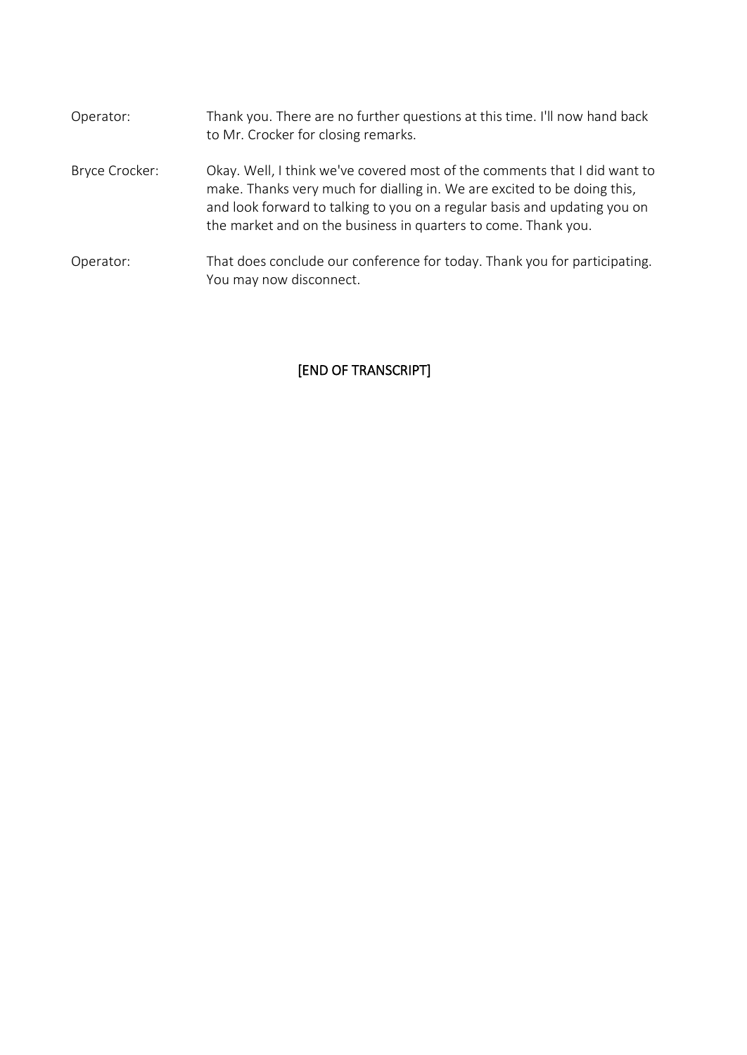Operator: Thank you. There are no further questions at this time. I'll now hand back to Mr. Crocker for closing remarks.

Bryce Crocker: Okay. Well, I think we've covered most of the comments that I did want to make. Thanks very much for dialling in. We are excited to be doing this, and look forward to talking to you on a regular basis and updating you on the market and on the business in quarters to come. Thank you.

Operator: That does conclude our conference for today. Thank you for participating. You may now disconnect.

[END OF TRANSCRIPT]